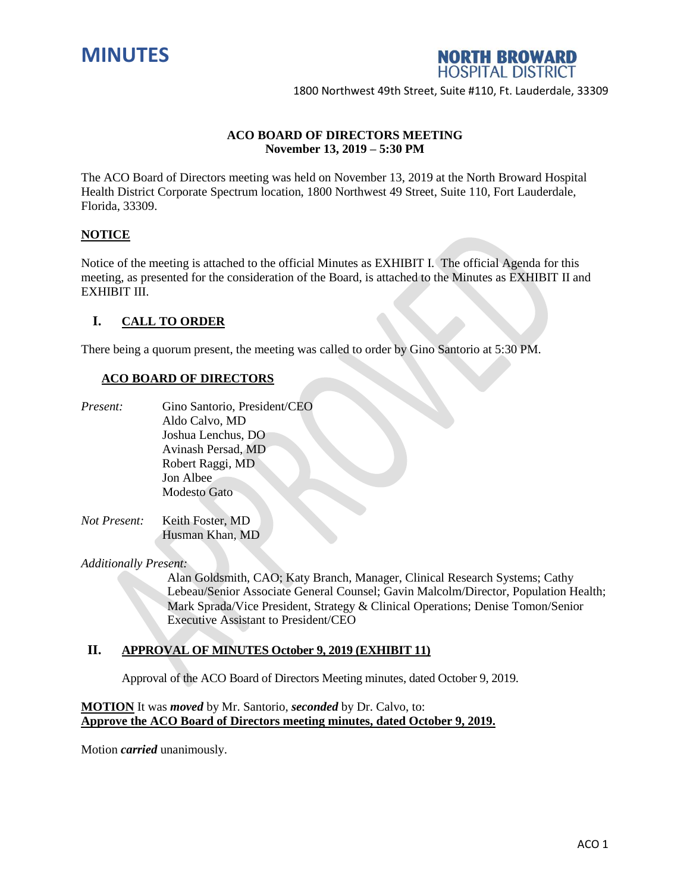# MINUTES

**NORTH BROWARD HOSPITAL DISTRICT**

1800 Northwest 49th Street, Suite #110, Ft. Lauderdale, 33309

**ACO BOARD OF DIRECTORS MEETING**
**November 13, 2019 – 5:30 PM**

The ACO Board of Directors meeting was held on November 13, 2019 at the North Broward Hospital Health District Corporate Spectrum location, 1800 Northwest 49 Street, Suite 110, Fort Lauderdale, Florida, 33309.

## NOTICE

Notice of the meeting is attached to the official Minutes as EXHIBIT I. The official Agenda for this meeting, as presented for the consideration of the Board, is attached to the Minutes as EXHIBIT II and EXHIBIT III.

## I. CALL TO ORDER

There being a quorum present, the meeting was called to order by Gino Santorio at 5:30 PM.

### ACO BOARD OF DIRECTORS

*Present:*
- Gino Santorio, President/CEO
- Aldo Calvo, MD
- Joshua Lenchus, DO
- Avinash Persad, MD
- Robert Raggi, MD
- Jon Albee
- Modesto Gato

*Not Present:*
- Keith Foster, MD
- Husman Khan, MD

*Additionally Present:*

Alan Goldsmith, CAO; Katy Branch, Manager, Clinical Research Systems; Cathy Lebeau/Senior Associate General Counsel; Gavin Malcolm/Director, Population Health; Mark Sprada/Vice President, Strategy & Clinical Operations; Denise Tomon/Senior Executive Assistant to President/CEO

## II. APPROVAL OF MINUTES October 9, 2019 (EXHIBIT 11)

Approval of the ACO Board of Directors Meeting minutes, dated October 9, 2019.

**MOTION** It was ***moved*** by Mr. Santorio, ***seconded*** by Dr. Calvo, to:
**Approve the ACO Board of Directors meeting minutes, dated October 9, 2019.**

Motion ***carried*** unanimously.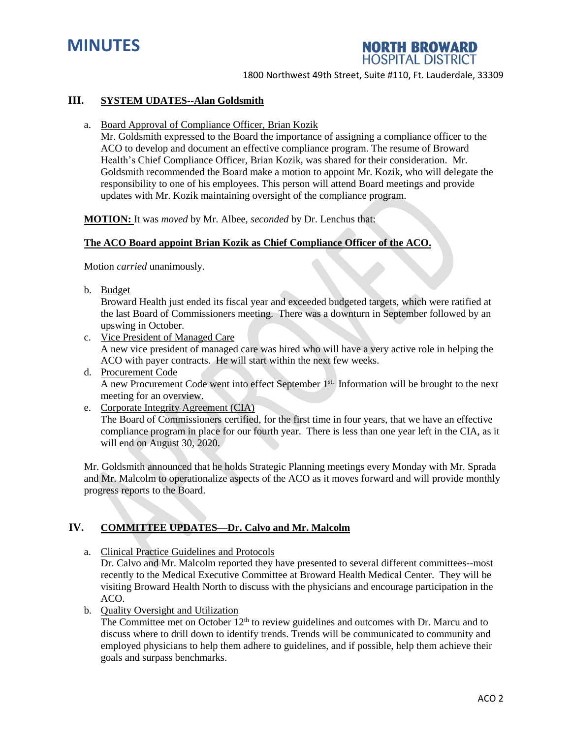# MINUTES

**NORTH BROWARD HOSPITAL DISTRICT**

1800 Northwest 49th Street, Suite #110, Ft. Lauderdale, 33309

## III. SYSTEM UDATES--Alan Goldsmith

a. Board Approval of Compliance Officer, Brian Kozik

Mr. Goldsmith expressed to the Board the importance of assigning a compliance officer to the ACO to develop and document an effective compliance program. The resume of Broward Health's Chief Compliance Officer, Brian Kozik, was shared for their consideration. Mr. Goldsmith recommended the Board make a motion to appoint Mr. Kozik, who will delegate the responsibility to one of his employees. This person will attend Board meetings and provide updates with Mr. Kozik maintaining oversight of the compliance program.

**MOTION:** It was *moved* by Mr. Albee, *seconded* by Dr. Lenchus that:

**The ACO Board appoint Brian Kozik as Chief Compliance Officer of the ACO.**

Motion *carried* unanimously.

b. Budget

Broward Health just ended its fiscal year and exceeded budgeted targets, which were ratified at the last Board of Commissioners meeting. There was a downturn in September followed by an upswing in October.

c. Vice President of Managed Care

A new vice president of managed care was hired who will have a very active role in helping the ACO with payer contracts. He will start within the next few weeks.

d. Procurement Code

A new Procurement Code went into effect September 1st. Information will be brought to the next meeting for an overview.

e. Corporate Integrity Agreement (CIA)

The Board of Commissioners certified, for the first time in four years, that we have an effective compliance program in place for our fourth year. There is less than one year left in the CIA, as it will end on August 30, 2020.

Mr. Goldsmith announced that he holds Strategic Planning meetings every Monday with Mr. Sprada and Mr. Malcolm to operationalize aspects of the ACO as it moves forward and will provide monthly progress reports to the Board.

## IV. COMMITTEE UPDATES—Dr. Calvo and Mr. Malcolm

a. Clinical Practice Guidelines and Protocols

Dr. Calvo and Mr. Malcolm reported they have presented to several different committees--most recently to the Medical Executive Committee at Broward Health Medical Center. They will be visiting Broward Health North to discuss with the physicians and encourage participation in the ACO.

b. Quality Oversight and Utilization

The Committee met on October 12th to review guidelines and outcomes with Dr. Marcu and to discuss where to drill down to identify trends. Trends will be communicated to community and employed physicians to help them adhere to guidelines, and if possible, help them achieve their goals and surpass benchmarks.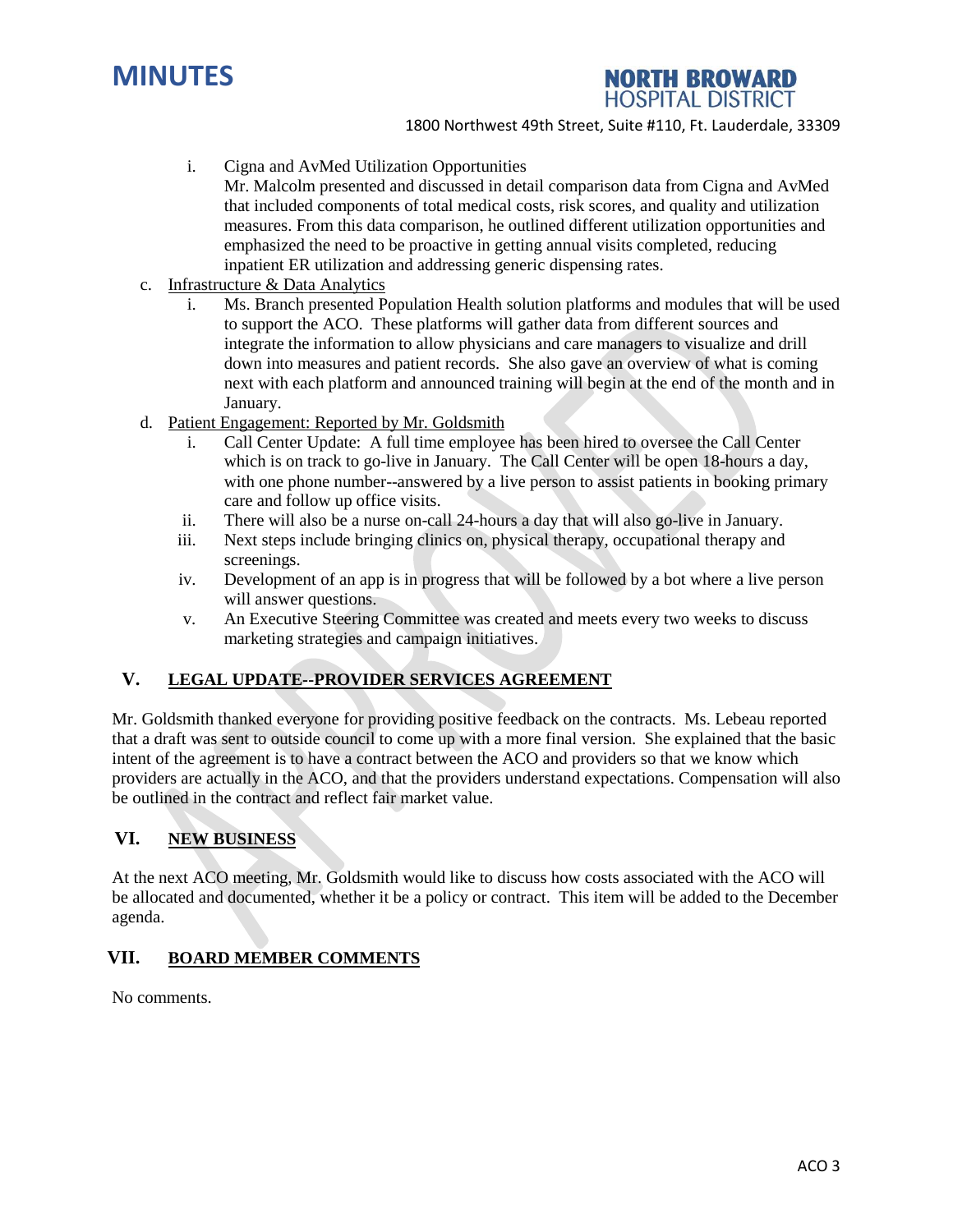i. Cigna and AvMed Utilization Opportunities
   Mr. Malcolm presented and discussed in detail comparison data from Cigna and AvMed that included components of total medical costs, risk scores, and quality and utilization measures. From this data comparison, he outlined different utilization opportunities and emphasized the need to be proactive in getting annual visits completed, reducing inpatient ER utilization and addressing generic dispensing rates.

c. Infrastructure & Data Analytics

   i. Ms. Branch presented Population Health solution platforms and modules that will be used to support the ACO. These platforms will gather data from different sources and integrate the information to allow physicians and care managers to visualize and drill down into measures and patient records. She also gave an overview of what is coming next with each platform and announced training will begin at the end of the month and in January.

d. Patient Engagement: Reported by Mr. Goldsmith

   i. Call Center Update: A full time employee has been hired to oversee the Call Center which is on track to go-live in January. The Call Center will be open 18-hours a day, with one phone number--answered by a live person to assist patients in booking primary care and follow up office visits.
   ii. There will also be a nurse on-call 24-hours a day that will also go-live in January.
   iii. Next steps include bringing clinics on, physical therapy, occupational therapy and screenings.
   iv. Development of an app is in progress that will be followed by a bot where a live person will answer questions.
   v. An Executive Steering Committee was created and meets every two weeks to discuss marketing strategies and campaign initiatives.

## V. LEGAL UPDATE--PROVIDER SERVICES AGREEMENT

Mr. Goldsmith thanked everyone for providing positive feedback on the contracts. Ms. Lebeau reported that a draft was sent to outside council to come up with a more final version. She explained that the basic intent of the agreement is to have a contract between the ACO and providers so that we know which providers are actually in the ACO, and that the providers understand expectations. Compensation will also be outlined in the contract and reflect fair market value.

## VI. NEW BUSINESS

At the next ACO meeting, Mr. Goldsmith would like to discuss how costs associated with the ACO will be allocated and documented, whether it be a policy or contract. This item will be added to the December agenda.

## VII. BOARD MEMBER COMMENTS

No comments.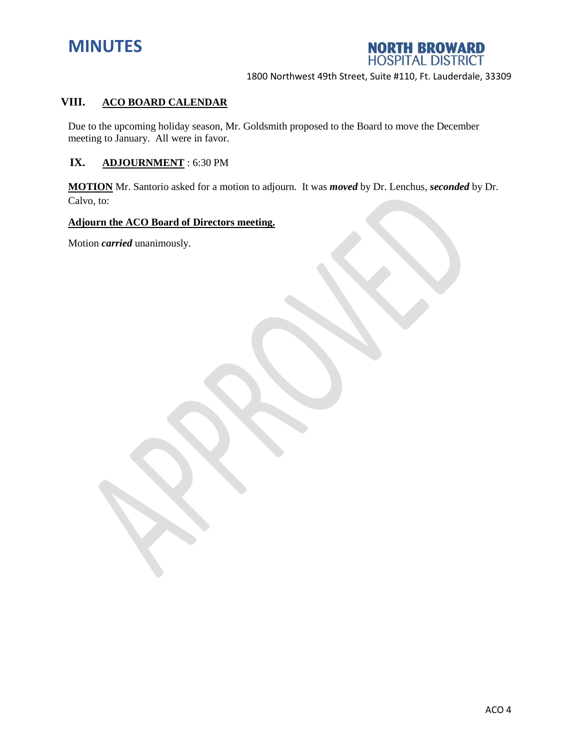## VIII. ACO BOARD CALENDAR

Due to the upcoming holiday season, Mr. Goldsmith proposed to the Board to move the December meeting to January. All were in favor.

## IX. ADJOURNMENT : 6:30 PM

**MOTION** Mr. Santorio asked for a motion to adjourn. It was ***moved*** by Dr. Lenchus, ***seconded*** by Dr. Calvo, to:

**Adjourn the ACO Board of Directors meeting.**

Motion ***carried*** unanimously.